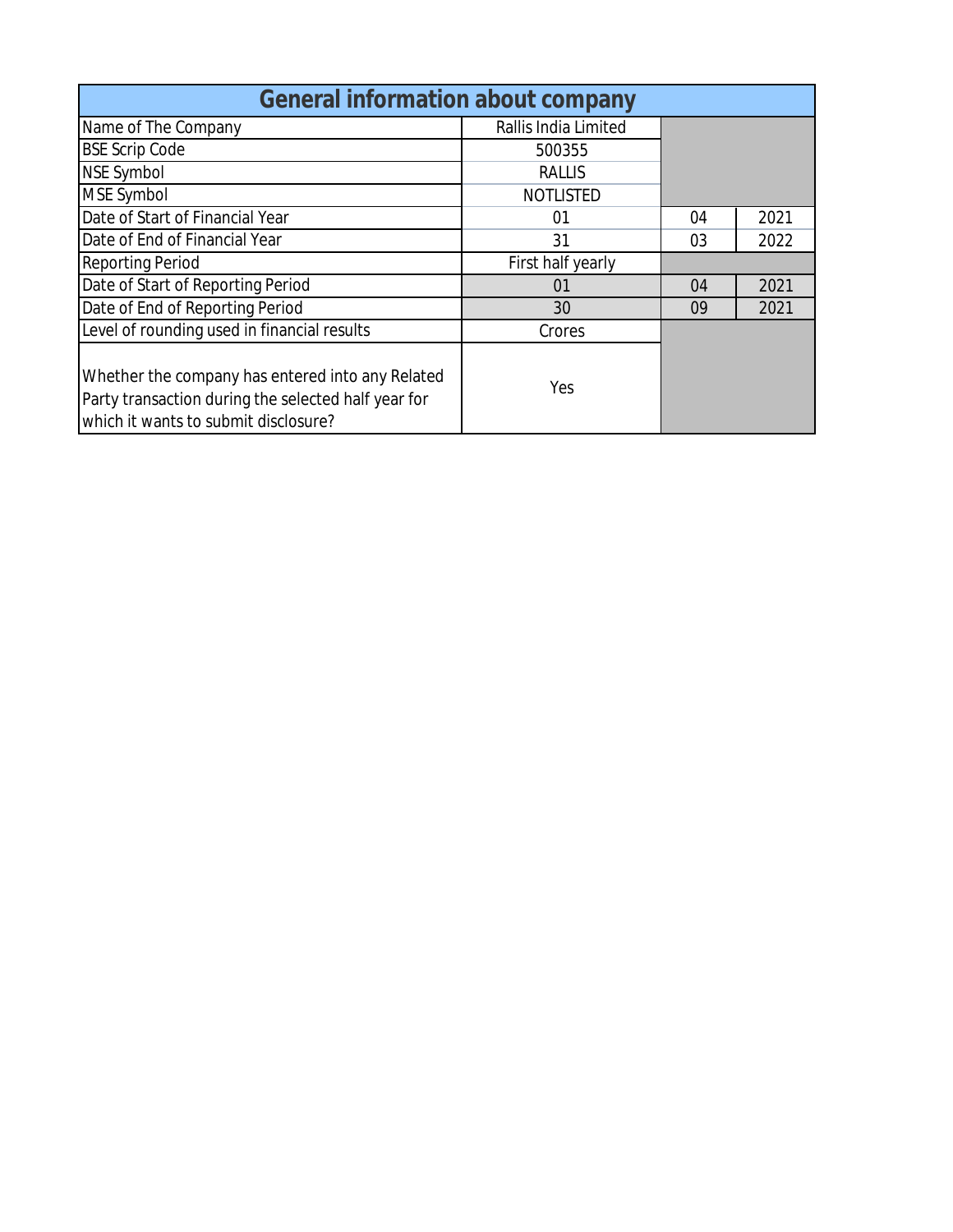# General information about company

| | | | |
|---|---|---|---|
| Name of The Company | Rallis India Limited | | |
| BSE Scrip Code | 500355 | | |
| NSE Symbol | RALLIS | | |
| MSE Symbol | NOTLISTED | | |
| Date of Start of Financial Year | 01 | 04 | 2021 |
| Date of End of Financial Year | 31 | 03 | 2022 |
| Reporting Period | First half yearly | | |
| Date of Start of Reporting Period | 01 | 04 | 2021 |
| Date of End of Reporting Period | 30 | 09 | 2021 |
| Level of rounding used in financial results | Crores | | |
| Whether the company has entered into any Related Party transaction during the selected half year for which it wants to submit disclosure? | Yes | | |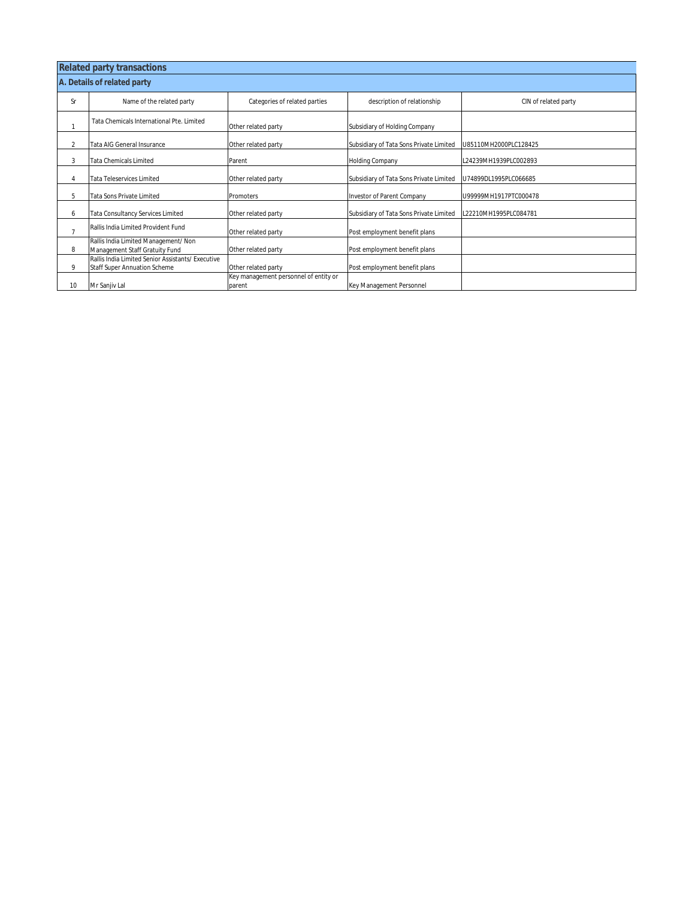## Related party transactions

### A. Details of related party

| Sr | Name of the related party | Categories of related parties | description of relationship | CIN of related party |
|---|---|---|---|---|
| 1 | Tata Chemicals International Pte. Limited | Other related party | Subsidiary of Holding Company | |
| 2 | Tata AIG General Insurance | Other related party | Subsidiary of Tata Sons Private Limited | U85110MH2000PLC128425 |
| 3 | Tata Chemicals Limited | Parent | Holding Company | L24239MH1939PLC002893 |
| 4 | Tata Teleservices Limited | Other related party | Subsidiary of Tata Sons Private Limited | U74899DL1995PLC066685 |
| 5 | Tata Sons Private Limited | Promoters | Investor of Parent Company | U99999MH1917PTC000478 |
| 6 | Tata Consultancy Services Limited | Other related party | Subsidiary of Tata Sons Private Limited | L22210MH1995PLC084781 |
| 7 | Rallis India Limited Provident Fund | Other related party | Post employment benefit plans | |
| 8 | Rallis India Limited Management/ Non Management Staff Gratuity Fund | Other related party | Post employment benefit plans | |
| 9 | Rallis India Limited Senior Assistants/ Executive Staff Super Annuation Scheme | Other related party | Post employment benefit plans | |
| 10 | Mr Sanjiv Lal | Key management personnel of entity or parent | Key Management Personnel | |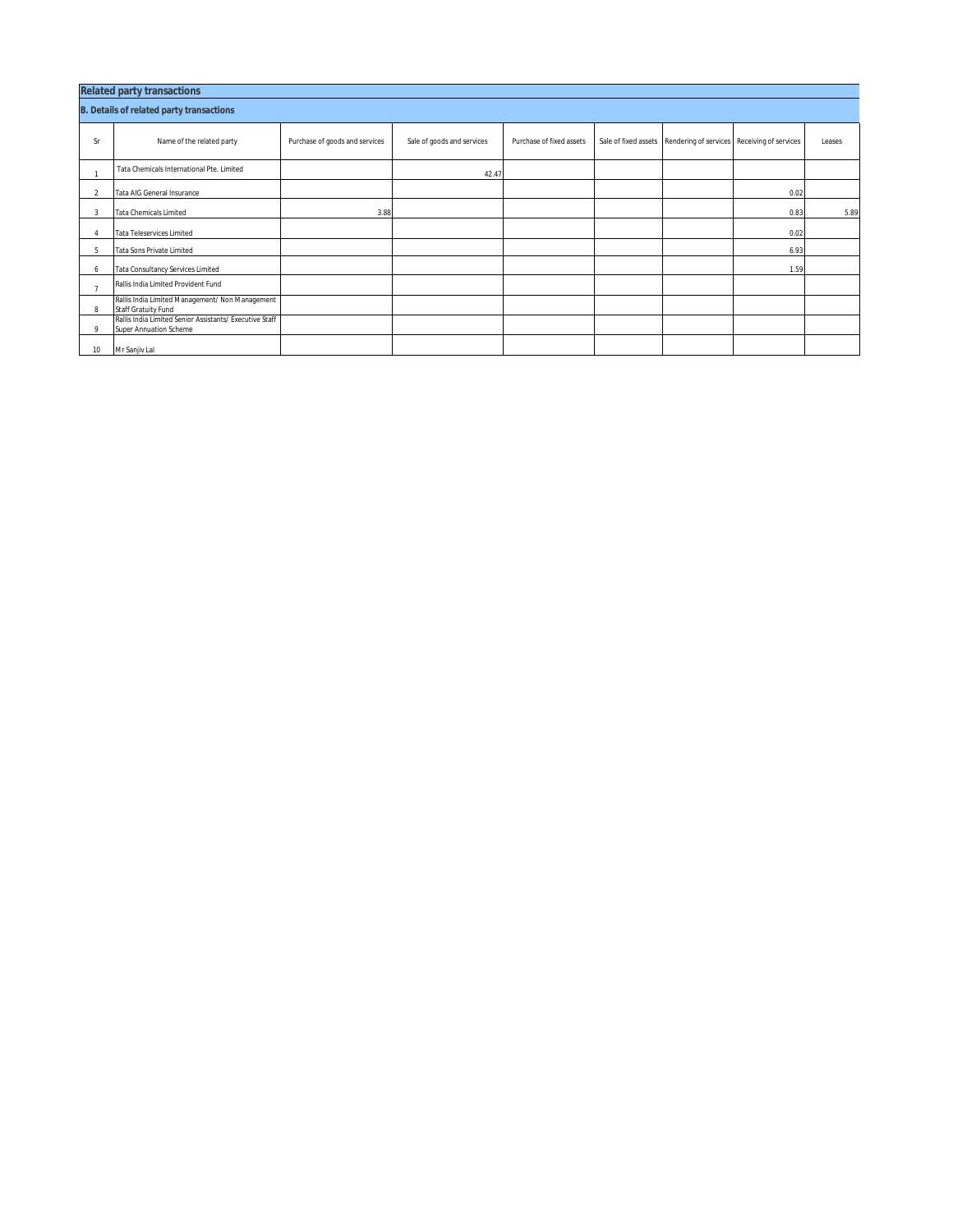## Related party transactions

### B. Details of related party transactions

| Sr | Name of the related party | Purchase of goods and services | Sale of goods and services | Purchase of fixed assets | Sale of fixed assets | Rendering of services | Receiving of services | Leases |
|---|---|---|---|---|---|---|---|---|
| 1 | Tata Chemicals International Pte. Limited | | 42.47 | | | | | |
| 2 | Tata AIG General Insurance | | | | | | 0.02 | |
| 3 | Tata Chemicals Limited | 3.88 | | | | | 0.83 | 5.89 |
| 4 | Tata Teleservices Limited | | | | | | 0.02 | |
| 5 | Tata Sons Private Limited | | | | | | 6.93 | |
| 6 | Tata Consultancy Services Limited | | | | | | 1.59 | |
| 7 | Rallis India Limited Provident Fund | | | | | | | |
| 8 | Rallis India Limited Management/ Non Management Staff Gratuity Fund | | | | | | | |
| 9 | Rallis India Limited Senior Assistants/ Executive Staff Super Annuation Scheme | | | | | | | |
| 10 | Mr Sanjiv Lal | | | | | | | |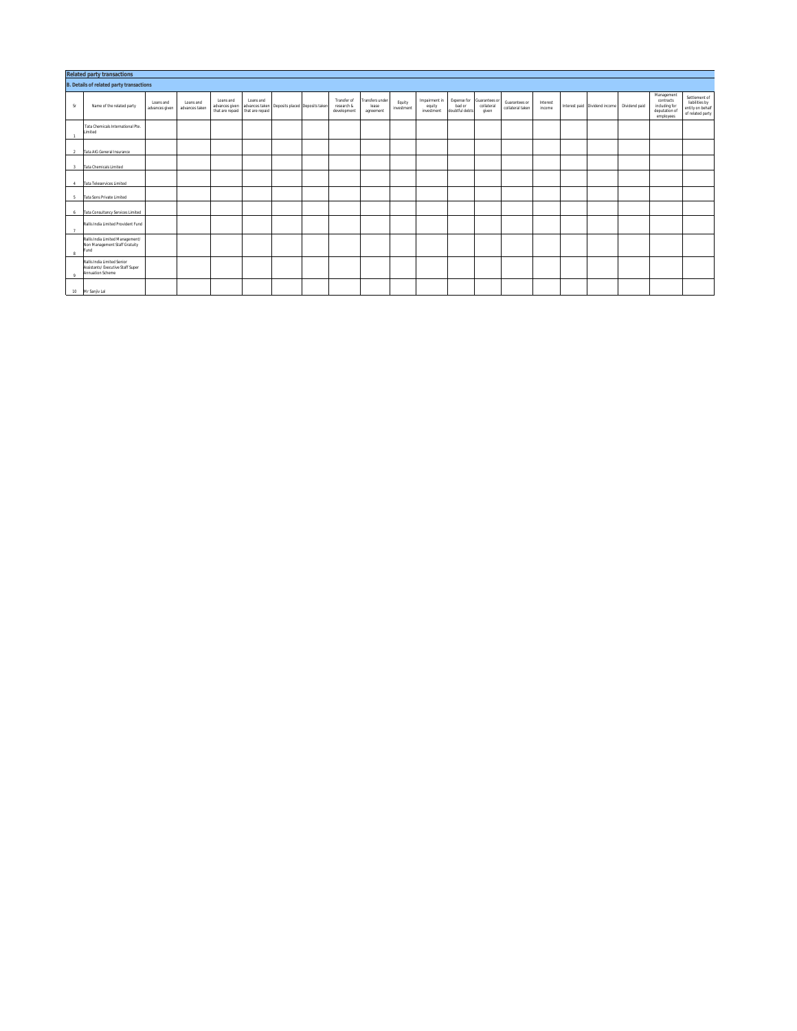## Related party transactions

### B. Details of related party transactions

| Sr | Name of the related party | Loans and advances given | Loans and advances taken | Loans and advances given that are repaid | Loans and advances taken that are repaid | Deposits placed | Deposits taken | Transfer of research & development | Transfers under lease agreement | Equity investment | Impairment in equity investment | Expense for bad or doubtful debts | Guarantees or collateral given | Guarantees or collateral taken | Interest income | Interest paid | Dividend income | Dividend paid | Management contracts including for deputation of employees | Settlement of liabilities by entity on behalf of related party |
|---|---|---|---|---|---|---|---|---|---|---|---|---|---|---|---|---|---|---|---|---|
| 1 | Tata Chemicals International Pte. Limited | | | | | | | | | | | | | | | | | | | |
| 2 | Tata AIG General Insurance | | | | | | | | | | | | | | | | | | | |
| 3 | Tata Chemicals Limited | | | | | | | | | | | | | | | | | | | |
| 4 | Tata Teleservices Limited | | | | | | | | | | | | | | | | | | | |
| 5 | Tata Sons Private Limited | | | | | | | | | | | | | | | | | | | |
| 6 | Tata Consultancy Services Limited | | | | | | | | | | | | | | | | | | | |
| 7 | Rallis India Limited Provident Fund | | | | | | | | | | | | | | | | | | | |
| 8 | Rallis India Limited Management/ Non Management Staff Gratuity Fund | | | | | | | | | | | | | | | | | | | |
| 9 | Rallis India Limited Senior Assistants/ Executive Staff Super Annuation Scheme | | | | | | | | | | | | | | | | | | | |
| 10 | Mr Sanjiv Lal | | | | | | | | | | | | | | | | | | | |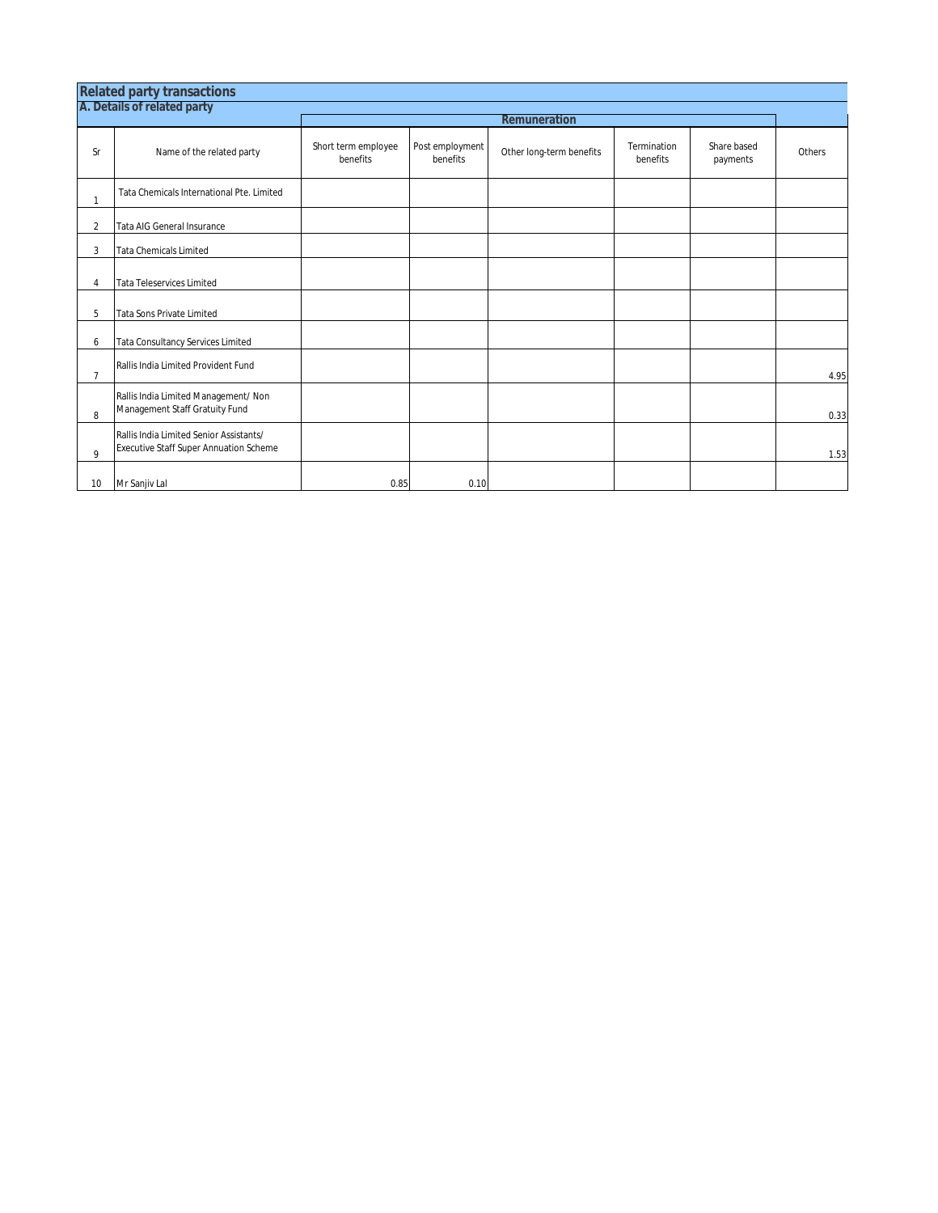## Related party transactions

### A. Details of related party

| Sr | Name of the related party | Remuneration | | | | | |
|---|---|---|---|---|---|---|---|
| | | Short term employee benefits | Post employment benefits | Other long-term benefits | Termination benefits | Share based payments | Others |
| 1 | Tata Chemicals International Pte. Limited | | | | | | |
| 2 | Tata AIG General Insurance | | | | | | |
| 3 | Tata Chemicals Limited | | | | | | |
| 4 | Tata Teleservices Limited | | | | | | |
| 5 | Tata Sons Private Limited | | | | | | |
| 6 | Tata Consultancy Services Limited | | | | | | |
| 7 | Rallis India Limited Provident Fund | | | | | | 4.95 |
| 8 | Rallis India Limited Management/ Non Management Staff Gratuity Fund | | | | | | 0.33 |
| 9 | Rallis India Limited Senior Assistants/ Executive Staff Super Annuation Scheme | | | | | | 1.53 |
| 10 | Mr Sanjiv Lal | 0.85 | 0.10 | | | | |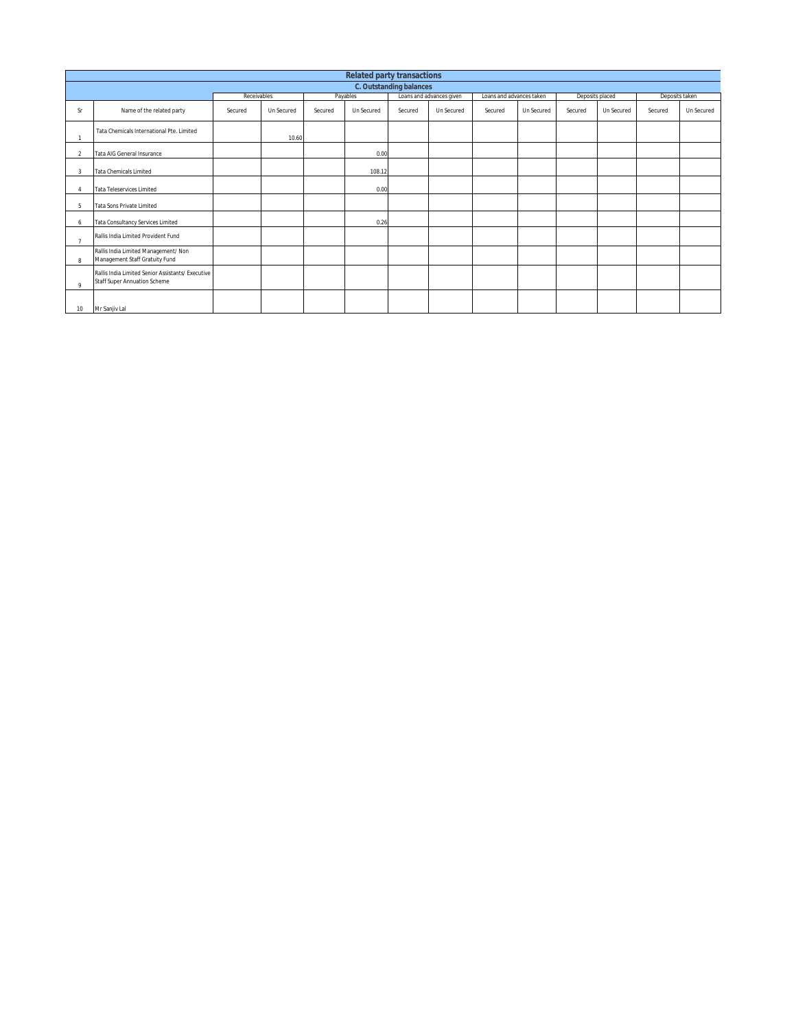## Related party transactions

### C. Outstanding balances

| Sr | Name of the related party | Receivables | | Payables | | Loans and advances given | | Loans and advances taken | | Deposits placed | | Deposits taken | |
|---|---|---|---|---|---|---|---|---|---|---|---|---|---|
| | | Secured | Un Secured | Secured | Un Secured | Secured | Un Secured | Secured | Un Secured | Secured | Un Secured | Secured | Un Secured |
| 1 | Tata Chemicals International Pte. Limited | | 10.60 | | | | | | | | | | |
| 2 | Tata AIG General Insurance | | | | 0.00 | | | | | | | | |
| 3 | Tata Chemicals Limited | | | | 108.12 | | | | | | | | |
| 4 | Tata Teleservices Limited | | | | 0.00 | | | | | | | | |
| 5 | Tata Sons Private Limited | | | | | | | | | | | | |
| 6 | Tata Consultancy Services Limited | | | | 0.26 | | | | | | | | |
| 7 | Rallis India Limited Provident Fund | | | | | | | | | | | | |
| 8 | Rallis India Limited Management/ Non Management Staff Gratuity Fund | | | | | | | | | | | | |
| 9 | Rallis India Limited Senior Assistants/ Executive Staff Super Annuation Scheme | | | | | | | | | | | | |
| 10 | Mr Sanjiv Lal | | | | | | | | | | | | |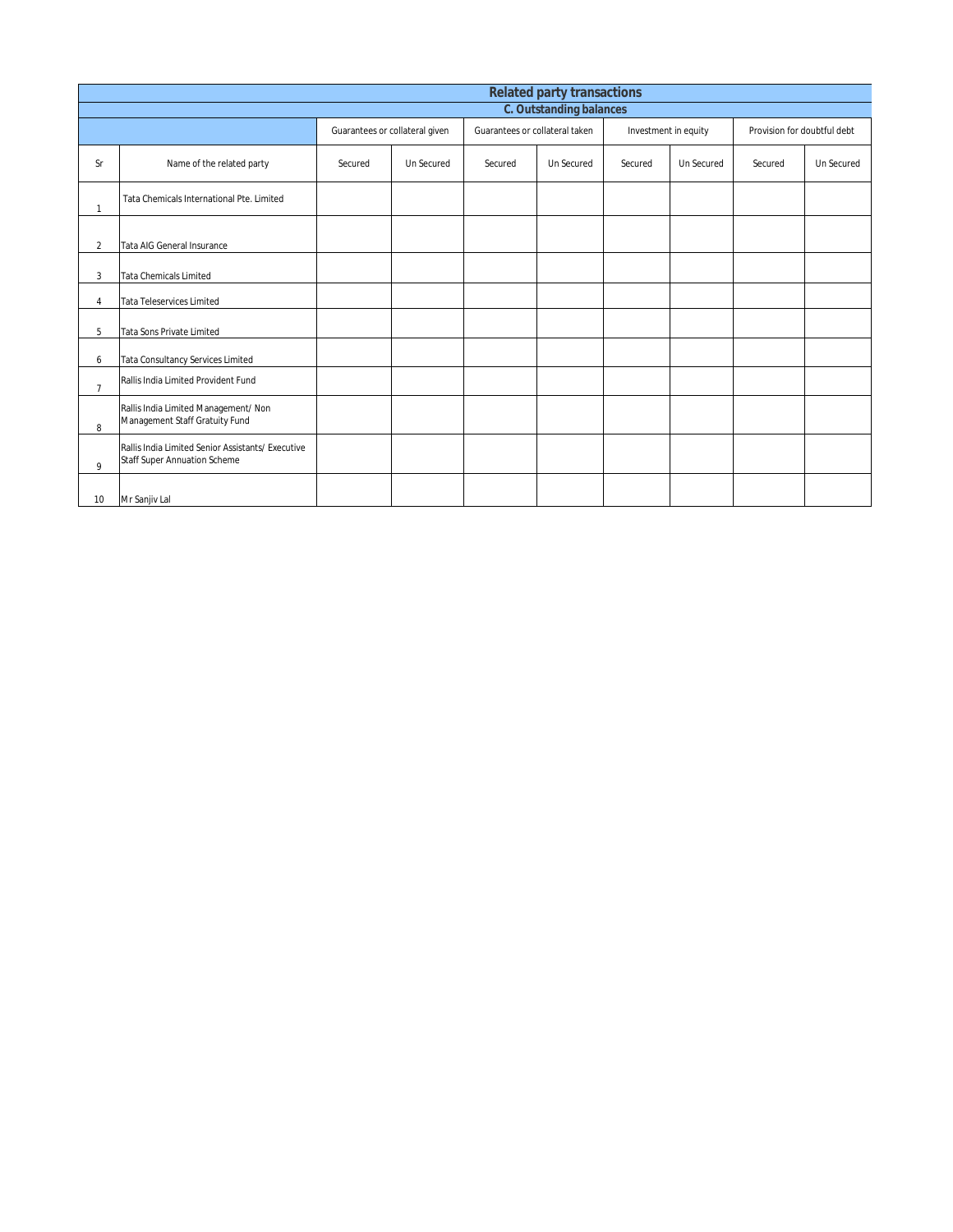## Related party transactions

### C. Outstanding balances

| | | Guarantees or collateral given | | Guarantees or collateral taken | | Investment in equity | | Provision for doubtful debt | |
|---|---|---|---|---|---|---|---|---|---|
| Sr | Name of the related party | Secured | Un Secured | Secured | Un Secured | Secured | Un Secured | Secured | Un Secured |
| 1 | Tata Chemicals International Pte. Limited | | | | | | | | |
| 2 | Tata AIG General Insurance | | | | | | | | |
| 3 | Tata Chemicals Limited | | | | | | | | |
| 4 | Tata Teleservices Limited | | | | | | | | |
| 5 | Tata Sons Private Limited | | | | | | | | |
| 6 | Tata Consultancy Services Limited | | | | | | | | |
| 7 | Rallis India Limited Provident Fund | | | | | | | | |
| 8 | Rallis India Limited Management/ Non Management Staff Gratuity Fund | | | | | | | | |
| 9 | Rallis India Limited Senior Assistants/ Executive Staff Super Annuation Scheme | | | | | | | | |
| 10 | Mr Sanjiv Lal | | | | | | | | |